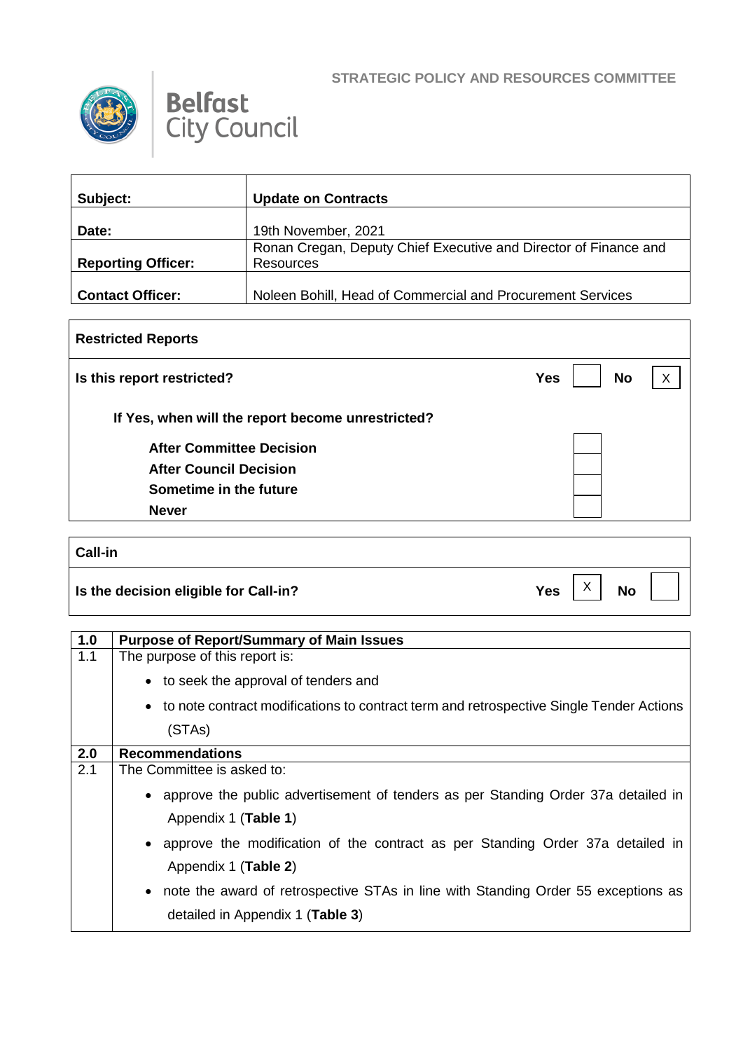STRATEGIC POLICY AND RESOURCES COMMITTEE

Belfast City Council

| | |
|---|---|
| **Subject:** | **Update on Contracts** |
| **Date:** | 19th November, 2021 |
| **Reporting Officer:** | Ronan Cregan, Deputy Chief Executive and Director of Finance and Resources |
| **Contact Officer:** | Noleen Bohill, Head of Commercial and Procurement Services |

| | | | | |
|---|---|---|---|---|
| **Restricted Reports** | | | | |
| **Is this report restricted?** | **Yes** | | **No** | X |
| **If Yes, when will the report become unrestricted?** | | | | |
| **After Committee Decision** | | | | |
| **After Council Decision** | | | | |
| **Sometime in the future** | | | | |
| **Never** | | | | |

| | | | | |
|---|---|---|---|---|
| **Call-in** | | | | |
| **Is the decision eligible for Call-in?** | **Yes** | X | **No** | |

| | |
|---|---|
| **1.0** | **Purpose of Report/Summary of Main Issues** |
| 1.1 | The purpose of this report is:<br>• to seek the approval of tenders and<br>• to note contract modifications to contract term and retrospective Single Tender Actions (STAs) |
| **2.0** | **Recommendations** |
| 2.1 | The Committee is asked to:<br>• approve the public advertisement of tenders as per Standing Order 37a detailed in Appendix 1 (**Table 1**)<br>• approve the modification of the contract as per Standing Order 37a detailed in Appendix 1 (**Table 2**)<br>• note the award of retrospective STAs in line with Standing Order 55 exceptions as detailed in Appendix 1 (**Table 3**) |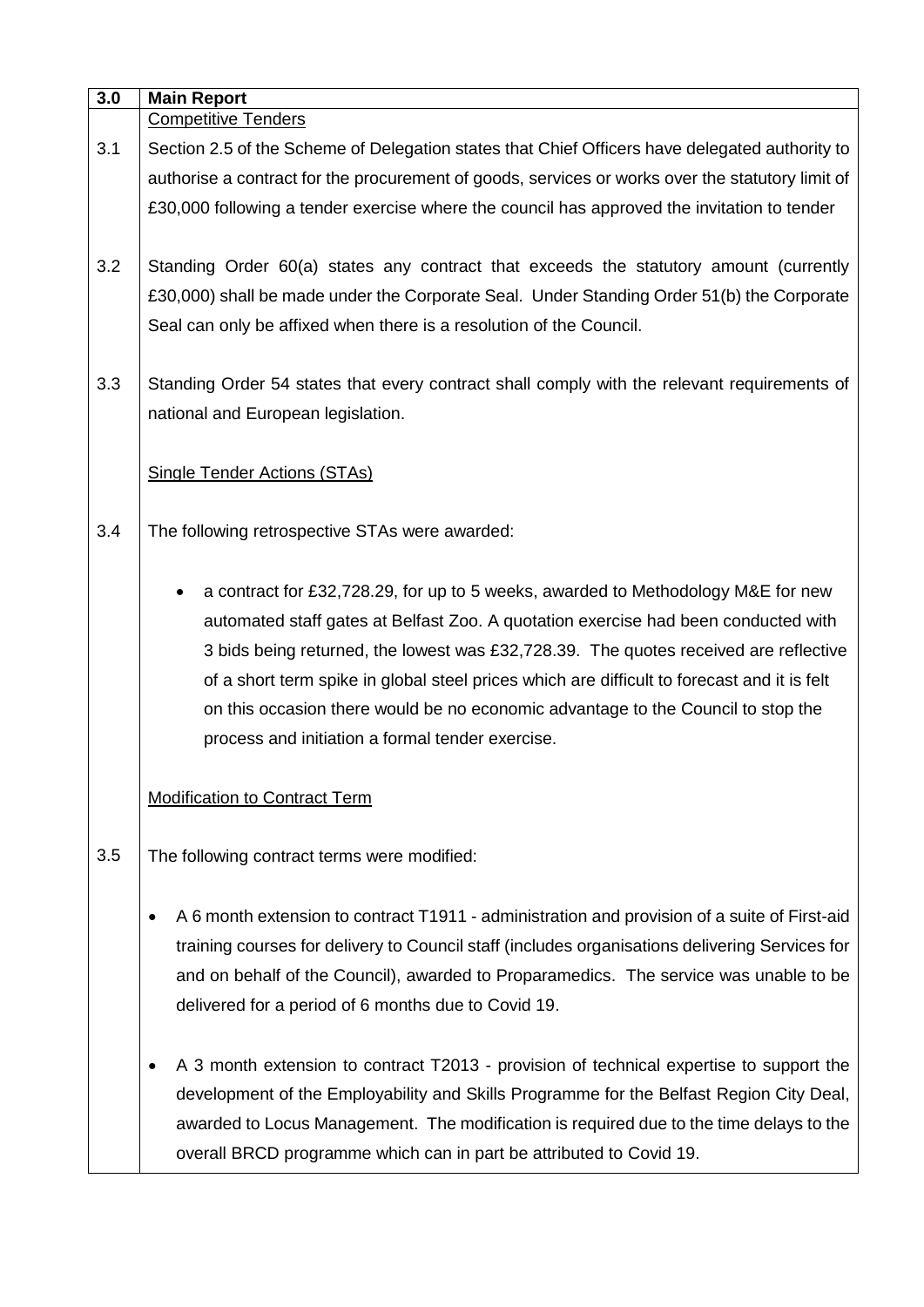| 3.0 | Main Report |
|---|---|
| | Competitive Tenders |
| 3.1 | Section 2.5 of the Scheme of Delegation states that Chief Officers have delegated authority to authorise a contract for the procurement of goods, services or works over the statutory limit of £30,000 following a tender exercise where the council has approved the invitation to tender |
| 3.2 | Standing Order 60(a) states any contract that exceeds the statutory amount (currently £30,000) shall be made under the Corporate Seal. Under Standing Order 51(b) the Corporate Seal can only be affixed when there is a resolution of the Council. |
| 3.3 | Standing Order 54 states that every contract shall comply with the relevant requirements of national and European legislation. |
| | Single Tender Actions (STAs) |
| 3.4 | The following retrospective STAs were awarded:<br><br>• a contract for £32,728.29, for up to 5 weeks, awarded to Methodology M&E for new automated staff gates at Belfast Zoo. A quotation exercise had been conducted with 3 bids being returned, the lowest was £32,728.39. The quotes received are reflective of a short term spike in global steel prices which are difficult to forecast and it is felt on this occasion there would be no economic advantage to the Council to stop the process and initiation a formal tender exercise. |
| | Modification to Contract Term |
| 3.5 | The following contract terms were modified:<br><br>• A 6 month extension to contract T1911 - administration and provision of a suite of First-aid training courses for delivery to Council staff (includes organisations delivering Services for and on behalf of the Council), awarded to Proparamedics. The service was unable to be delivered for a period of 6 months due to Covid 19.<br><br>• A 3 month extension to contract T2013 - provision of technical expertise to support the development of the Employability and Skills Programme for the Belfast Region City Deal, awarded to Locus Management. The modification is required due to the time delays to the overall BRCD programme which can in part be attributed to Covid 19. |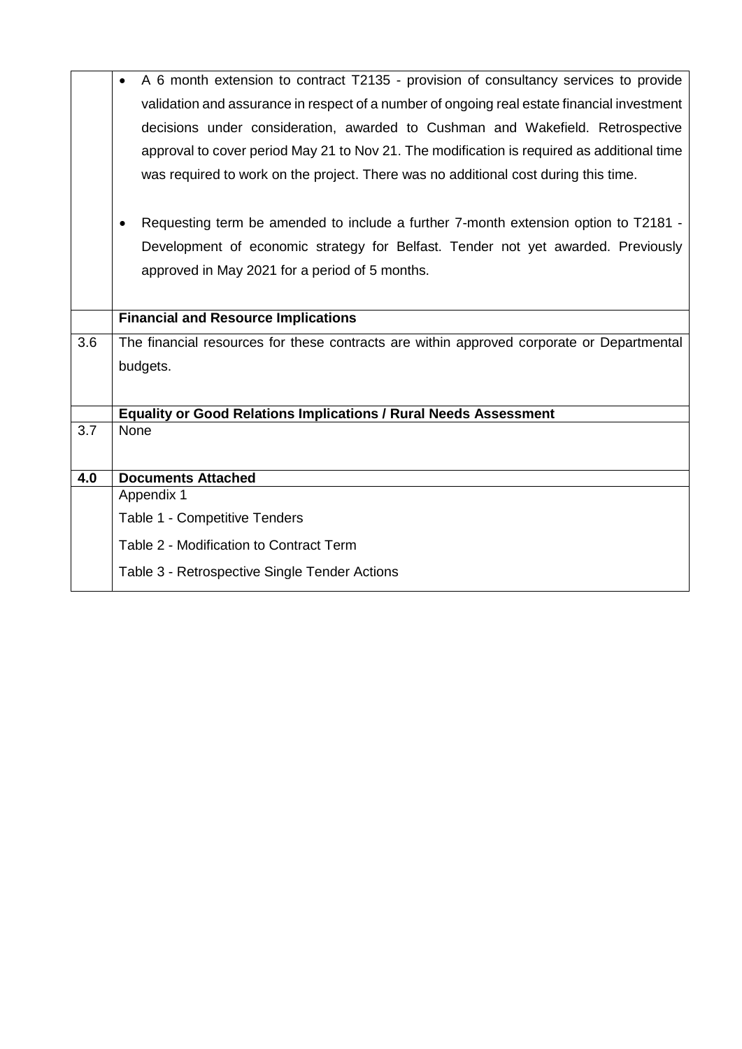| | |
|---|---|
| | • A 6 month extension to contract T2135 - provision of consultancy services to provide validation and assurance in respect of a number of ongoing real estate financial investment decisions under consideration, awarded to Cushman and Wakefield. Retrospective approval to cover period May 21 to Nov 21. The modification is required as additional time was required to work on the project. There was no additional cost during this time.<br><br>• Requesting term be amended to include a further 7-month extension option to T2181 - Development of economic strategy for Belfast. Tender not yet awarded. Previously approved in May 2021 for a period of 5 months. |
| | **Financial and Resource Implications** |
| 3.6 | The financial resources for these contracts are within approved corporate or Departmental budgets. |
| | **Equality or Good Relations Implications / Rural Needs Assessment** |
| 3.7 | None |
| **4.0** | **Documents Attached** |
| | Appendix 1<br>Table 1 - Competitive Tenders<br>Table 2 - Modification to Contract Term<br>Table 3 - Retrospective Single Tender Actions |